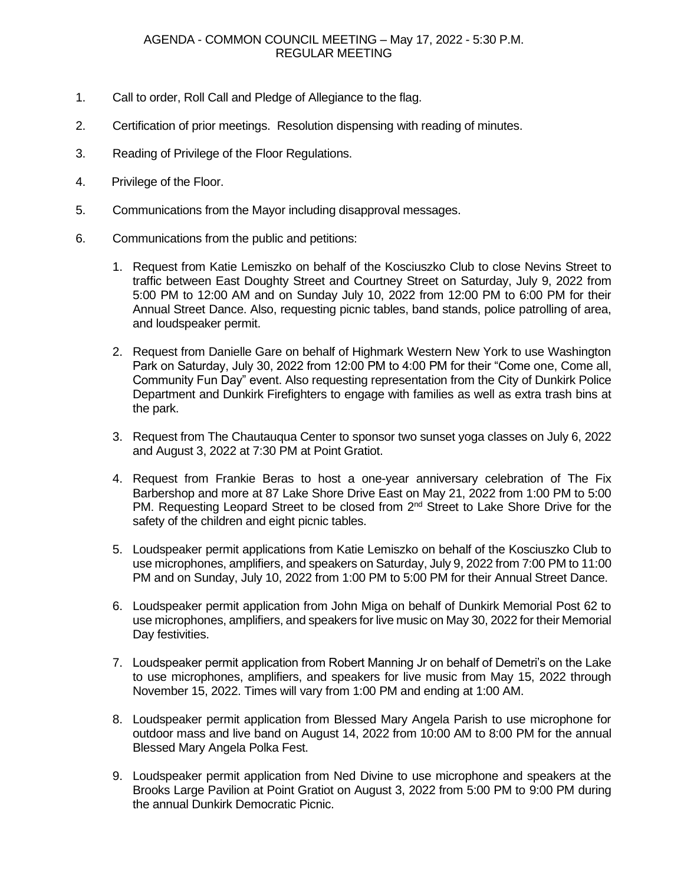# AGENDA - COMMON COUNCIL MEETING – May 17, 2022 - 5:30 P.M.
## REGULAR MEETING

1. Call to order, Roll Call and Pledge of Allegiance to the flag.

2. Certification of prior meetings. Resolution dispensing with reading of minutes.

3. Reading of Privilege of the Floor Regulations.

4. Privilege of the Floor.

5. Communications from the Mayor including disapproval messages.

6. Communications from the public and petitions:

   1. Request from Katie Lemiszko on behalf of the Kosciuszko Club to close Nevins Street to traffic between East Doughty Street and Courtney Street on Saturday, July 9, 2022 from 5:00 PM to 12:00 AM and on Sunday July 10, 2022 from 12:00 PM to 6:00 PM for their Annual Street Dance. Also, requesting picnic tables, band stands, police patrolling of area, and loudspeaker permit.

   2. Request from Danielle Gare on behalf of Highmark Western New York to use Washington Park on Saturday, July 30, 2022 from 12:00 PM to 4:00 PM for their "Come one, Come all, Community Fun Day" event. Also requesting representation from the City of Dunkirk Police Department and Dunkirk Firefighters to engage with families as well as extra trash bins at the park.

   3. Request from The Chautauqua Center to sponsor two sunset yoga classes on July 6, 2022 and August 3, 2022 at 7:30 PM at Point Gratiot.

   4. Request from Frankie Beras to host a one-year anniversary celebration of The Fix Barbershop and more at 87 Lake Shore Drive East on May 21, 2022 from 1:00 PM to 5:00 PM. Requesting Leopard Street to be closed from 2nd Street to Lake Shore Drive for the safety of the children and eight picnic tables.

   5. Loudspeaker permit applications from Katie Lemiszko on behalf of the Kosciuszko Club to use microphones, amplifiers, and speakers on Saturday, July 9, 2022 from 7:00 PM to 11:00 PM and on Sunday, July 10, 2022 from 1:00 PM to 5:00 PM for their Annual Street Dance.

   6. Loudspeaker permit application from John Miga on behalf of Dunkirk Memorial Post 62 to use microphones, amplifiers, and speakers for live music on May 30, 2022 for their Memorial Day festivities.

   7. Loudspeaker permit application from Robert Manning Jr on behalf of Demetri's on the Lake to use microphones, amplifiers, and speakers for live music from May 15, 2022 through November 15, 2022. Times will vary from 1:00 PM and ending at 1:00 AM.

   8. Loudspeaker permit application from Blessed Mary Angela Parish to use microphone for outdoor mass and live band on August 14, 2022 from 10:00 AM to 8:00 PM for the annual Blessed Mary Angela Polka Fest.

   9. Loudspeaker permit application from Ned Divine to use microphone and speakers at the Brooks Large Pavilion at Point Gratiot on August 3, 2022 from 5:00 PM to 9:00 PM during the annual Dunkirk Democratic Picnic.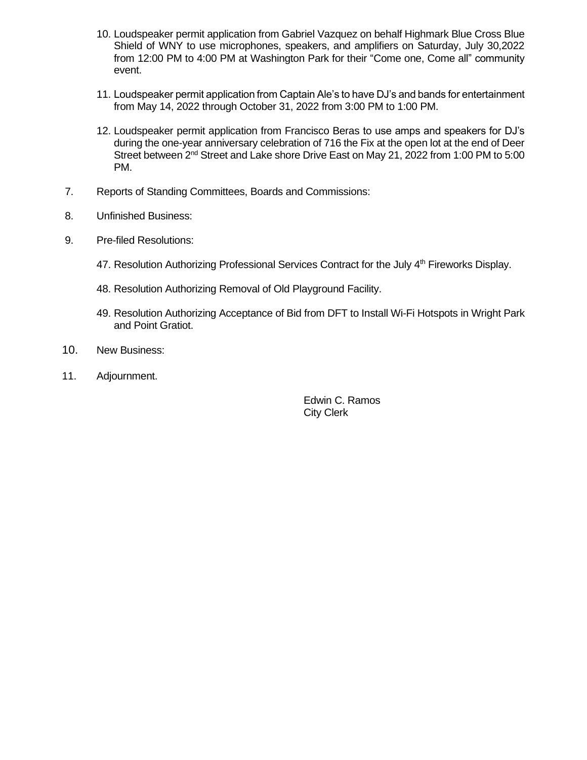10. Loudspeaker permit application from Gabriel Vazquez on behalf Highmark Blue Cross Blue Shield of WNY to use microphones, speakers, and amplifiers on Saturday, July 30,2022 from 12:00 PM to 4:00 PM at Washington Park for their "Come one, Come all" community event.

11. Loudspeaker permit application from Captain Ale's to have DJ's and bands for entertainment from May 14, 2022 through October 31, 2022 from 3:00 PM to 1:00 PM.

12. Loudspeaker permit application from Francisco Beras to use amps and speakers for DJ's during the one-year anniversary celebration of 716 the Fix at the open lot at the end of Deer Street between 2nd Street and Lake shore Drive East on May 21, 2022 from 1:00 PM to 5:00 PM.

7. Reports of Standing Committees, Boards and Commissions:

8. Unfinished Business:

9. Pre-filed Resolutions:

   47. Resolution Authorizing Professional Services Contract for the July 4th Fireworks Display.

   48. Resolution Authorizing Removal of Old Playground Facility.

   49. Resolution Authorizing Acceptance of Bid from DFT to Install Wi-Fi Hotspots in Wright Park and Point Gratiot.

10. New Business:

11. Adjournment.

Edwin C. Ramos
City Clerk